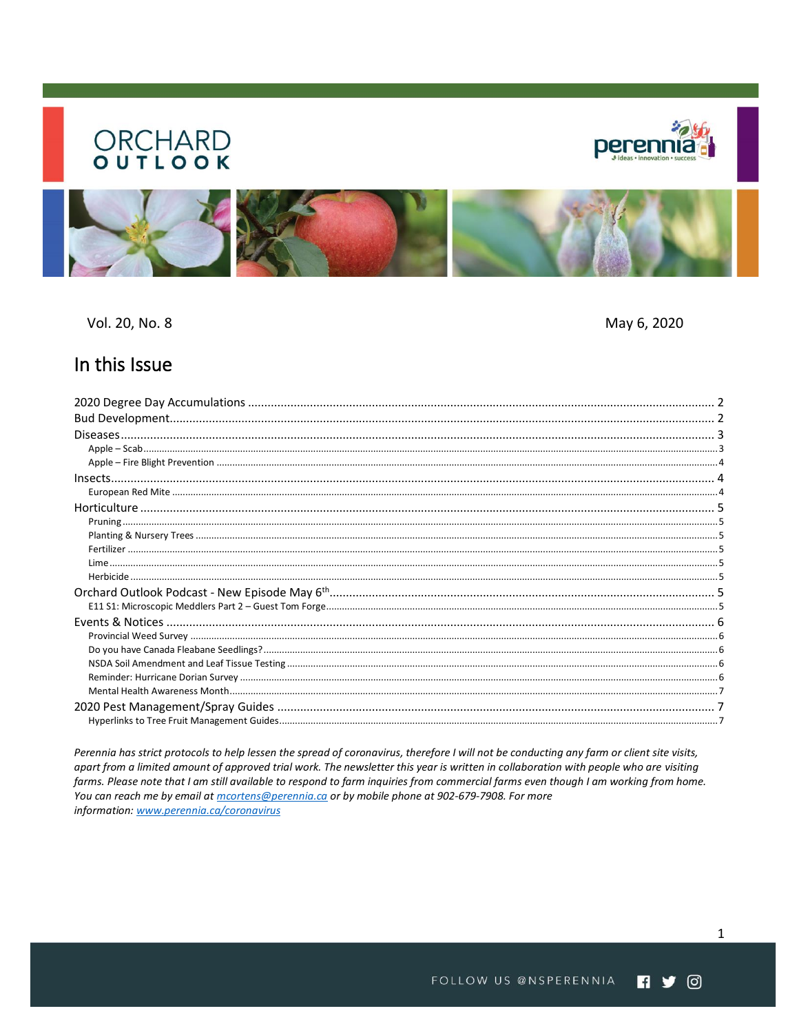# ORCHARD OUTLOOK

Vol. 20, No. 8

May 6, 2020

## In this Issue

| | |
|---|---|
| 2020 Degree Day Accumulations | 2 |
| Bud Development | 2 |
| Diseases | 3 |
| Apple – Scab | 3 |
| Apple – Fire Blight Prevention | 4 |
| Insects | 4 |
| European Red Mite | 4 |
| Horticulture | 5 |
| Pruning | 5 |
| Planting & Nursery Trees | 5 |
| Fertilizer | 5 |
| Lime | 5 |
| Herbicide | 5 |
| Orchard Outlook Podcast - New Episode May 6th | 5 |
| E11 S1: Microscopic Meddlers Part 2 – Guest Tom Forge | 5 |
| Events & Notices | 6 |
| Provincial Weed Survey | 6 |
| Do you have Canada Fleabane Seedlings? | 6 |
| NSDA Soil Amendment and Leaf Tissue Testing | 6 |
| Reminder: Hurricane Dorian Survey | 6 |
| Mental Health Awareness Month | 7 |
| 2020 Pest Management/Spray Guides | 7 |
| Hyperlinks to Tree Fruit Management Guides | 7 |

*Perennia has strict protocols to help lessen the spread of coronavirus, therefore I will not be conducting any farm or client site visits, apart from a limited amount of approved trial work. The newsletter this year is written in collaboration with people who are visiting farms. Please note that I am still available to respond to farm inquiries from commercial farms even though I am working from home. You can reach me by email at mcortens@perennia.ca or by mobile phone at 902-679-7908. For more information: www.perennia.ca/coronavirus*

FOLLOW US @NSPERENNIA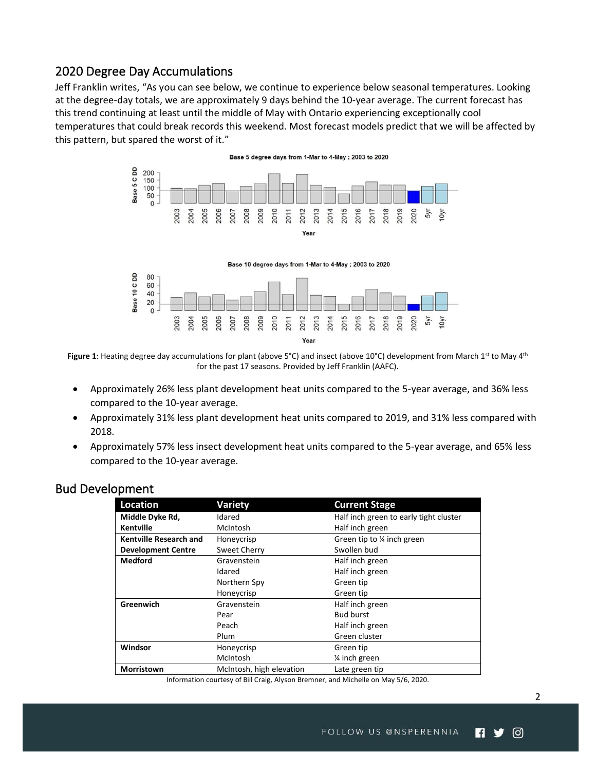## 2020 Degree Day Accumulations

Jeff Franklin writes, "As you can see below, we continue to experience below seasonal temperatures. Looking at the degree-day totals, we are approximately 9 days behind the 10-year average. The current forecast has this trend continuing at least until the middle of May with Ontario experiencing exceptionally cool temperatures that could break records this weekend. Most forecast models predict that we will be affected by this pattern, but spared the worst of it."

**Figure 1**: Heating degree day accumulations for plant (above 5°C) and insect (above 10°C) development from March 1st to May 4th for the past 17 seasons. Provided by Jeff Franklin (AAFC).

- Approximately 26% less plant development heat units compared to the 5-year average, and 36% less compared to the 10-year average.
- Approximately 31% less plant development heat units compared to 2019, and 31% less compared with 2018.
- Approximately 57% less insect development heat units compared to the 5-year average, and 65% less compared to the 10-year average.

## Bud Development

| Location | Variety | Current Stage |
|---|---|---|
| **Middle Dyke Rd, Kentville** | Idared | Half inch green to early tight cluster |
| | McIntosh | Half inch green |
| **Kentville Research and Development Centre** | Honeycrisp | Green tip to ¼ inch green |
| | Sweet Cherry | Swollen bud |
| **Medford** | Gravenstein | Half inch green |
| | Idared | Half inch green |
| | Northern Spy | Green tip |
| | Honeycrisp | Green tip |
| **Greenwich** | Gravenstein | Half inch green |
| | Pear | Bud burst |
| | Peach | Half inch green |
| | Plum | Green cluster |
| **Windsor** | Honeycrisp | Green tip |
| | McIntosh | ¼ inch green |
| **Morristown** | McIntosh, high elevation | Late green tip |

Information courtesy of Bill Craig, Alyson Bremner, and Michelle on May 5/6, 2020.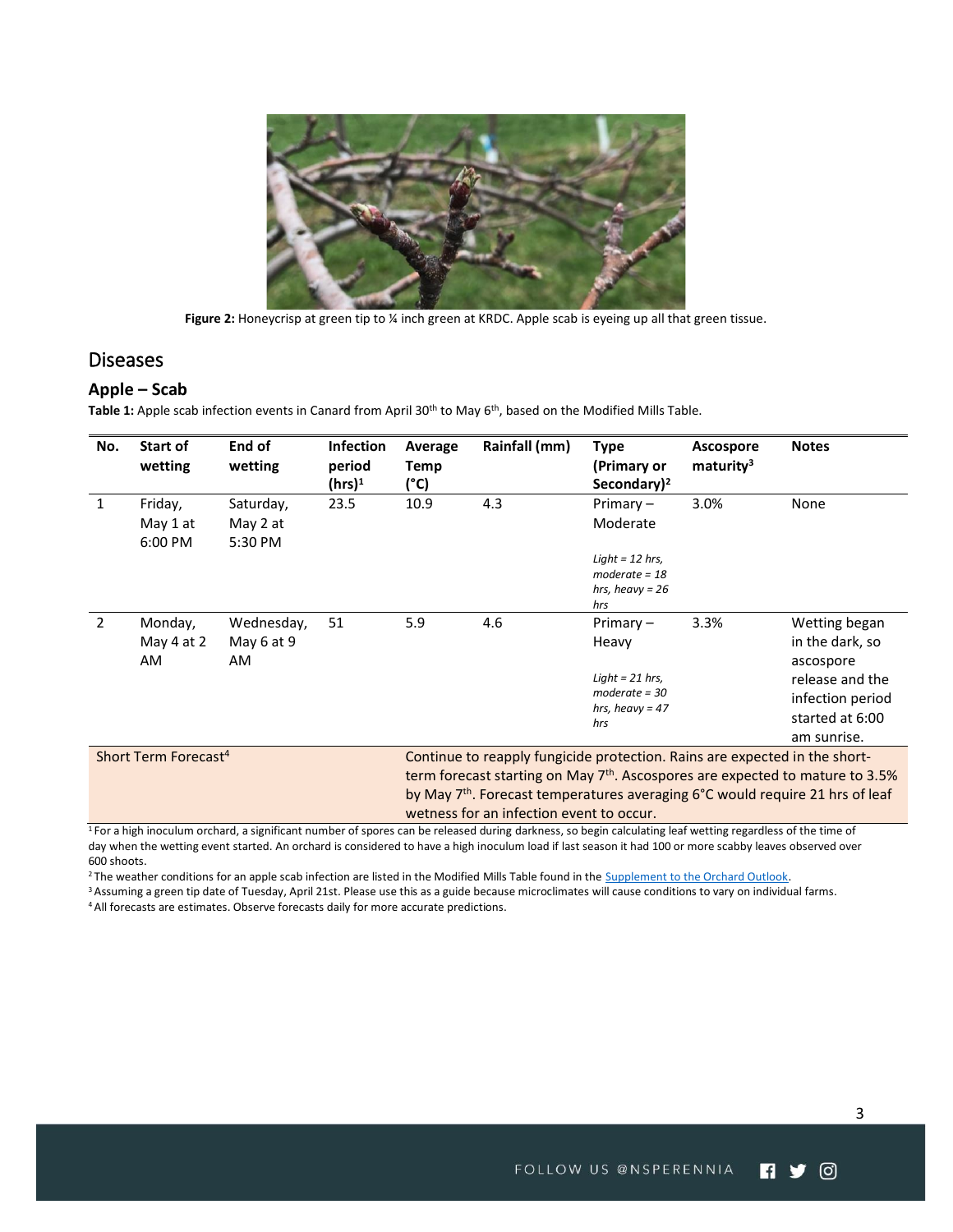**Figure 2:** Honeycrisp at green tip to ¼ inch green at KRDC. Apple scab is eyeing up all that green tissue.

## Diseases

### Apple – Scab

**Table 1:** Apple scab infection events in Canard from April 30th to May 6th, based on the Modified Mills Table.

| No. | Start of wetting | End of wetting | Infection period (hrs)[1] | Average Temp (°C) | Rainfall (mm) | Type (Primary or Secondary)[2] | Ascospore maturity[3] | Notes |
|---|---|---|---|---|---|---|---|---|
| 1 | Friday, May 1 at 6:00 PM | Saturday, May 2 at 5:30 PM | 23.5 | 10.9 | 4.3 | Primary – Moderate<br>*Light = 12 hrs, moderate = 18 hrs, heavy = 26 hrs* | 3.0% | None |
| 2 | Monday, May 4 at 2 AM | Wednesday, May 6 at 9 AM | 51 | 5.9 | 4.6 | Primary – Heavy<br>*Light = 21 hrs, moderate = 30 hrs, heavy = 47 hrs* | 3.3% | Wetting began in the dark, so ascospore release and the infection period started at 6:00 am sunrise. |
| Short Term Forecast[4] | | | | Continue to reapply fungicide protection. Rains are expected in the short-term forecast starting on May 7th. Ascospores are expected to mature to 3.5% by May 7th. Forecast temperatures averaging 6°C would require 21 hrs of leaf wetness for an infection event to occur. | | | | |

[1] For a high inoculum orchard, a significant number of spores can be released during darkness, so begin calculating leaf wetting regardless of the time of day when the wetting event started. An orchard is considered to have a high inoculum load if last season it had 100 or more scabby leaves observed over 600 shoots.

[2] The weather conditions for an apple scab infection are listed in the Modified Mills Table found in the Supplement to the Orchard Outlook.

[3] Assuming a green tip date of Tuesday, April 21st. Please use this as a guide because microclimates will cause conditions to vary on individual farms.

[4] All forecasts are estimates. Observe forecasts daily for more accurate predictions.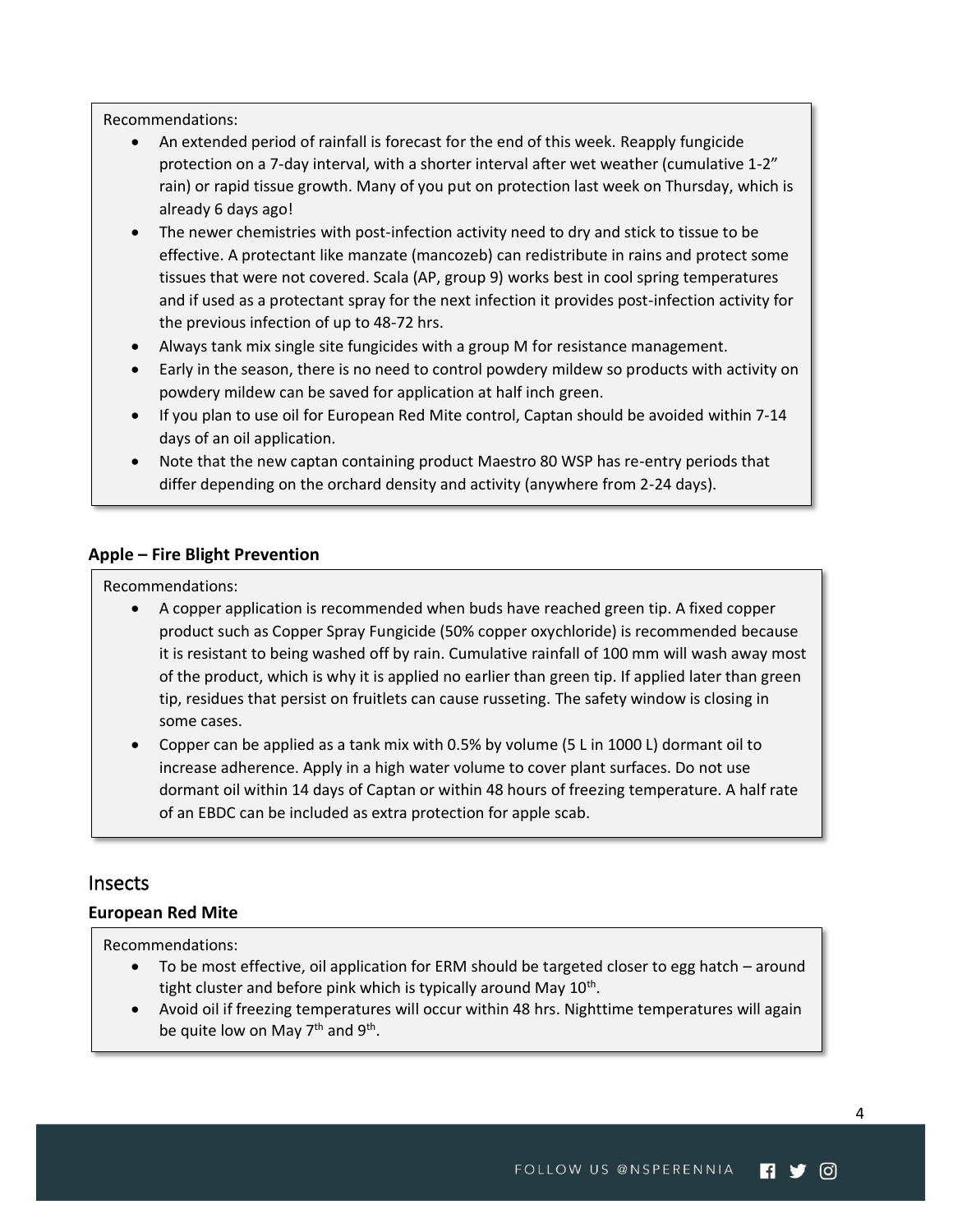Recommendations:

- An extended period of rainfall is forecast for the end of this week. Reapply fungicide protection on a 7-day interval, with a shorter interval after wet weather (cumulative 1-2" rain) or rapid tissue growth. Many of you put on protection last week on Thursday, which is already 6 days ago!
- The newer chemistries with post-infection activity need to dry and stick to tissue to be effective. A protectant like manzate (mancozeb) can redistribute in rains and protect some tissues that were not covered. Scala (AP, group 9) works best in cool spring temperatures and if used as a protectant spray for the next infection it provides post-infection activity for the previous infection of up to 48-72 hrs.
- Always tank mix single site fungicides with a group M for resistance management.
- Early in the season, there is no need to control powdery mildew so products with activity on powdery mildew can be saved for application at half inch green.
- If you plan to use oil for European Red Mite control, Captan should be avoided within 7-14 days of an oil application.
- Note that the new captan containing product Maestro 80 WSP has re-entry periods that differ depending on the orchard density and activity (anywhere from 2-24 days).

### Apple – Fire Blight Prevention

Recommendations:

- A copper application is recommended when buds have reached green tip. A fixed copper product such as Copper Spray Fungicide (50% copper oxychloride) is recommended because it is resistant to being washed off by rain. Cumulative rainfall of 100 mm will wash away most of the product, which is why it is applied no earlier than green tip. If applied later than green tip, residues that persist on fruitlets can cause russeting. The safety window is closing in some cases.
- Copper can be applied as a tank mix with 0.5% by volume (5 L in 1000 L) dormant oil to increase adherence. Apply in a high water volume to cover plant surfaces. Do not use dormant oil within 14 days of Captan or within 48 hours of freezing temperature. A half rate of an EBDC can be included as extra protection for apple scab.

## Insects

### European Red Mite

Recommendations:

- To be most effective, oil application for ERM should be targeted closer to egg hatch – around tight cluster and before pink which is typically around May 10th.
- Avoid oil if freezing temperatures will occur within 48 hrs. Nighttime temperatures will again be quite low on May 7th and 9th.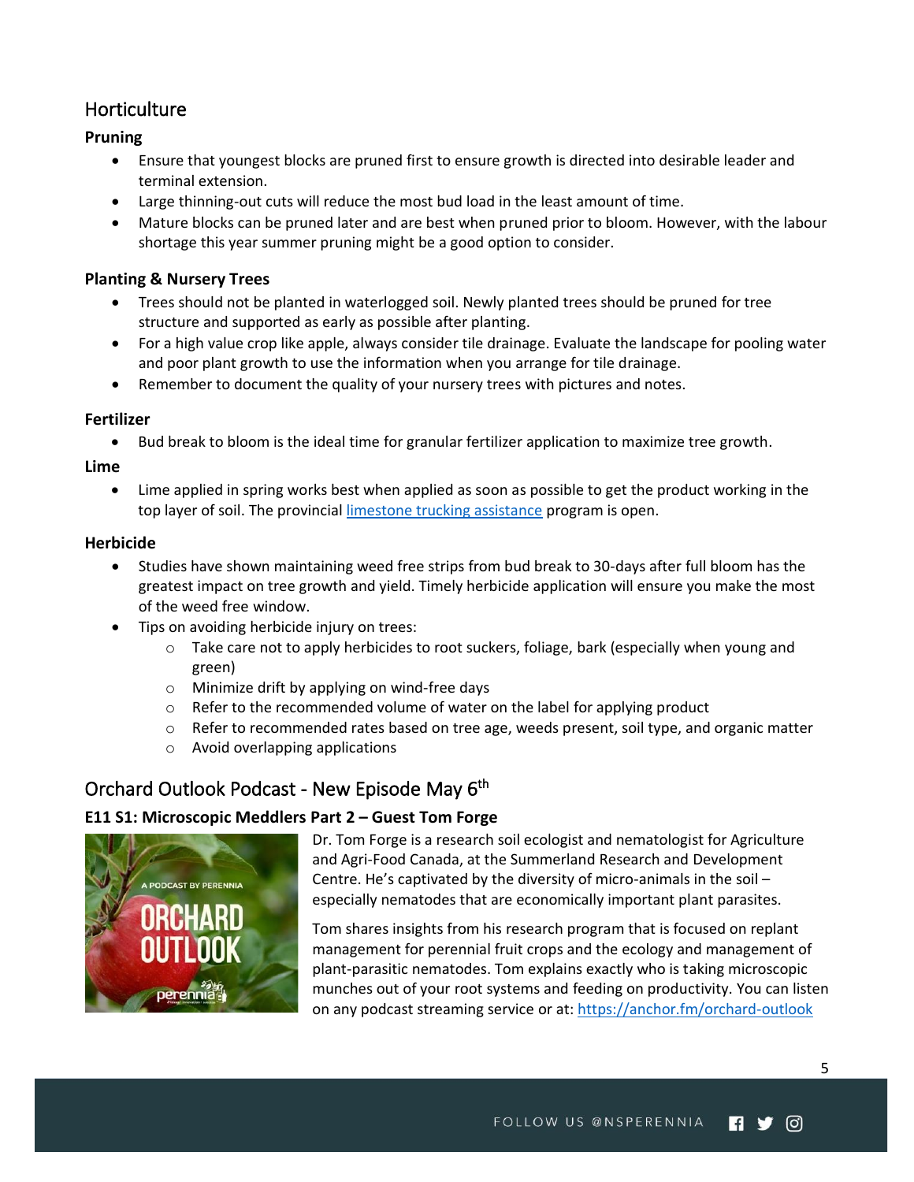## Horticulture

### Pruning

- Ensure that youngest blocks are pruned first to ensure growth is directed into desirable leader and terminal extension.
- Large thinning-out cuts will reduce the most bud load in the least amount of time.
- Mature blocks can be pruned later and are best when pruned prior to bloom. However, with the labour shortage this year summer pruning might be a good option to consider.

### Planting & Nursery Trees

- Trees should not be planted in waterlogged soil. Newly planted trees should be pruned for tree structure and supported as early as possible after planting.
- For a high value crop like apple, always consider tile drainage. Evaluate the landscape for pooling water and poor plant growth to use the information when you arrange for tile drainage.
- Remember to document the quality of your nursery trees with pictures and notes.

### Fertilizer

- Bud break to bloom is the ideal time for granular fertilizer application to maximize tree growth.

### Lime

- Lime applied in spring works best when applied as soon as possible to get the product working in the top layer of soil. The provincial limestone trucking assistance program is open.

### Herbicide

- Studies have shown maintaining weed free strips from bud break to 30-days after full bloom has the greatest impact on tree growth and yield. Timely herbicide application will ensure you make the most of the weed free window.
- Tips on avoiding herbicide injury on trees:
  - Take care not to apply herbicides to root suckers, foliage, bark (especially when young and green)
  - Minimize drift by applying on wind-free days
  - Refer to the recommended volume of water on the label for applying product
  - Refer to recommended rates based on tree age, weeds present, soil type, and organic matter
  - Avoid overlapping applications

## Orchard Outlook Podcast - New Episode May 6th

### E11 S1: Microscopic Meddlers Part 2 – Guest Tom Forge

Dr. Tom Forge is a research soil ecologist and nematologist for Agriculture and Agri-Food Canada, at the Summerland Research and Development Centre. He's captivated by the diversity of micro-animals in the soil – especially nematodes that are economically important plant parasites.

Tom shares insights from his research program that is focused on replant management for perennial fruit crops and the ecology and management of plant-parasitic nematodes. Tom explains exactly who is taking microscopic munches out of your root systems and feeding on productivity. You can listen on any podcast streaming service or at: https://anchor.fm/orchard-outlook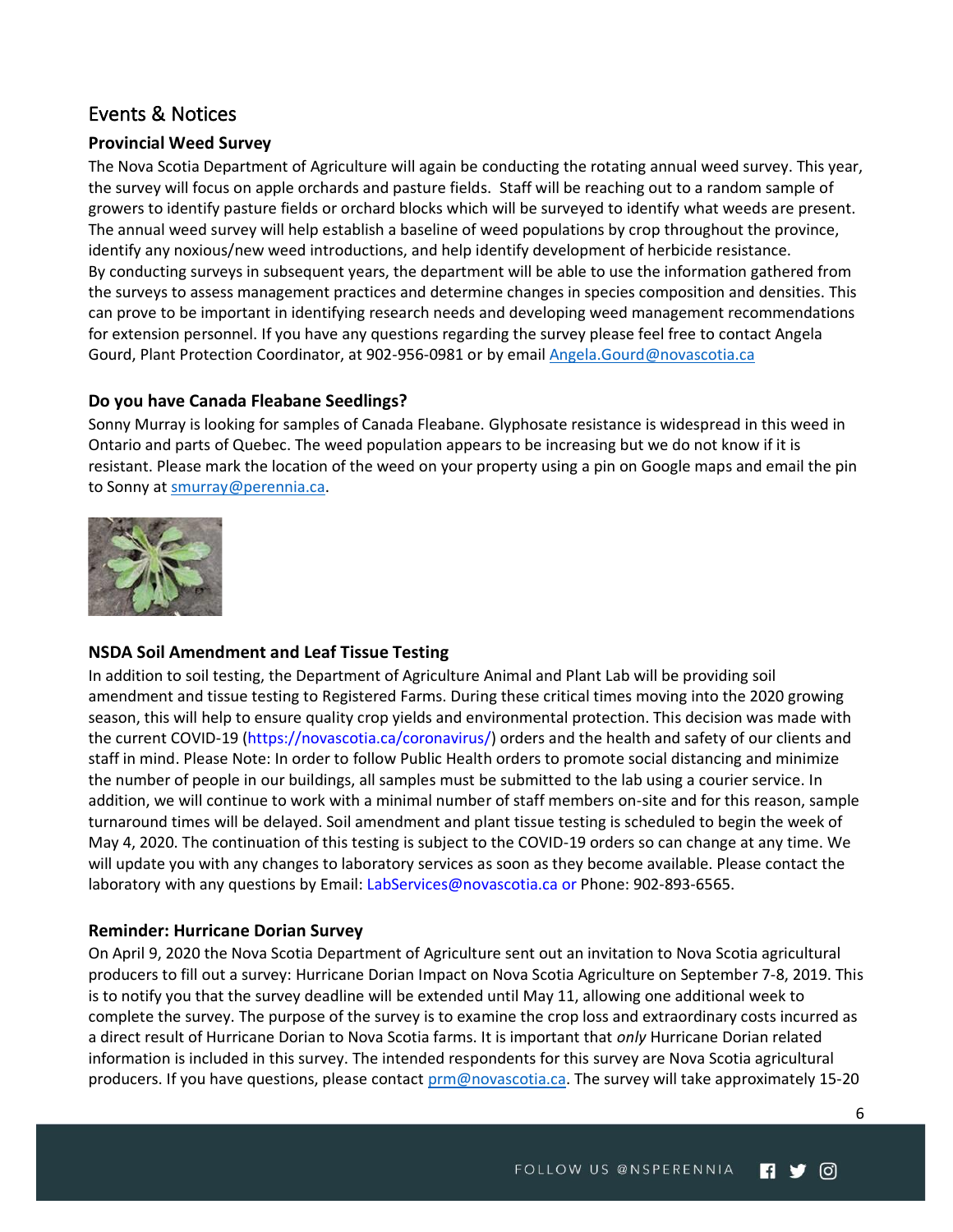## Events & Notices

### Provincial Weed Survey

The Nova Scotia Department of Agriculture will again be conducting the rotating annual weed survey. This year, the survey will focus on apple orchards and pasture fields. Staff will be reaching out to a random sample of growers to identify pasture fields or orchard blocks which will be surveyed to identify what weeds are present. The annual weed survey will help establish a baseline of weed populations by crop throughout the province, identify any noxious/new weed introductions, and help identify development of herbicide resistance. By conducting surveys in subsequent years, the department will be able to use the information gathered from the surveys to assess management practices and determine changes in species composition and densities. This can prove to be important in identifying research needs and developing weed management recommendations for extension personnel. If you have any questions regarding the survey please feel free to contact Angela Gourd, Plant Protection Coordinator, at 902-956-0981 or by email Angela.Gourd@novascotia.ca

### Do you have Canada Fleabane Seedlings?

Sonny Murray is looking for samples of Canada Fleabane. Glyphosate resistance is widespread in this weed in Ontario and parts of Quebec. The weed population appears to be increasing but we do not know if it is resistant. Please mark the location of the weed on your property using a pin on Google maps and email the pin to Sonny at smurray@perennia.ca.

### NSDA Soil Amendment and Leaf Tissue Testing

In addition to soil testing, the Department of Agriculture Animal and Plant Lab will be providing soil amendment and tissue testing to Registered Farms. During these critical times moving into the 2020 growing season, this will help to ensure quality crop yields and environmental protection. This decision was made with the current COVID-19 (https://novascotia.ca/coronavirus/) orders and the health and safety of our clients and staff in mind. Please Note: In order to follow Public Health orders to promote social distancing and minimize the number of people in our buildings, all samples must be submitted to the lab using a courier service. In addition, we will continue to work with a minimal number of staff members on-site and for this reason, sample turnaround times will be delayed. Soil amendment and plant tissue testing is scheduled to begin the week of May 4, 2020. The continuation of this testing is subject to the COVID-19 orders so can change at any time. We will update you with any changes to laboratory services as soon as they become available. Please contact the laboratory with any questions by Email: LabServices@novascotia.ca or Phone: 902-893-6565.

### Reminder: Hurricane Dorian Survey

On April 9, 2020 the Nova Scotia Department of Agriculture sent out an invitation to Nova Scotia agricultural producers to fill out a survey: Hurricane Dorian Impact on Nova Scotia Agriculture on September 7-8, 2019. This is to notify you that the survey deadline will be extended until May 11, allowing one additional week to complete the survey. The purpose of the survey is to examine the crop loss and extraordinary costs incurred as a direct result of Hurricane Dorian to Nova Scotia farms. It is important that *only* Hurricane Dorian related information is included in this survey. The intended respondents for this survey are Nova Scotia agricultural producers. If you have questions, please contact prm@novascotia.ca. The survey will take approximately 15-20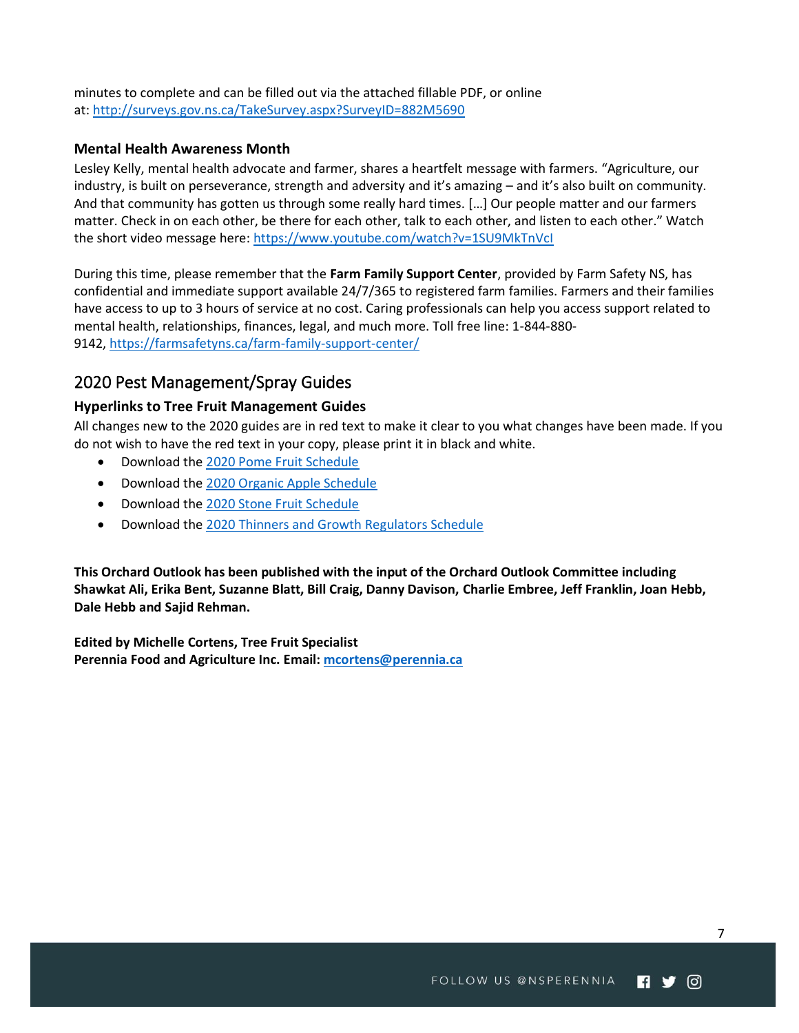minutes to complete and can be filled out via the attached fillable PDF, or online at: http://surveys.gov.ns.ca/TakeSurvey.aspx?SurveyID=882M5690

### Mental Health Awareness Month

Lesley Kelly, mental health advocate and farmer, shares a heartfelt message with farmers. "Agriculture, our industry, is built on perseverance, strength and adversity and it's amazing – and it's also built on community. And that community has gotten us through some really hard times. […] Our people matter and our farmers matter. Check in on each other, be there for each other, talk to each other, and listen to each other." Watch the short video message here: https://www.youtube.com/watch?v=1SU9MkTnVcI

During this time, please remember that the **Farm Family Support Center**, provided by Farm Safety NS, has confidential and immediate support available 24/7/365 to registered farm families. Farmers and their families have access to up to 3 hours of service at no cost. Caring professionals can help you access support related to mental health, relationships, finances, legal, and much more. Toll free line: 1-844-880-9142, https://farmsafetyns.ca/farm-family-support-center/

## 2020 Pest Management/Spray Guides

### Hyperlinks to Tree Fruit Management Guides

All changes new to the 2020 guides are in red text to make it clear to you what changes have been made. If you do not wish to have the red text in your copy, please print it in black and white.

- Download the 2020 Pome Fruit Schedule
- Download the 2020 Organic Apple Schedule
- Download the 2020 Stone Fruit Schedule
- Download the 2020 Thinners and Growth Regulators Schedule

**This Orchard Outlook has been published with the input of the Orchard Outlook Committee including Shawkat Ali, Erika Bent, Suzanne Blatt, Bill Craig, Danny Davison, Charlie Embree, Jeff Franklin, Joan Hebb, Dale Hebb and Sajid Rehman.**

**Edited by Michelle Cortens, Tree Fruit Specialist**
**Perennia Food and Agriculture Inc. Email: mcortens@perennia.ca**